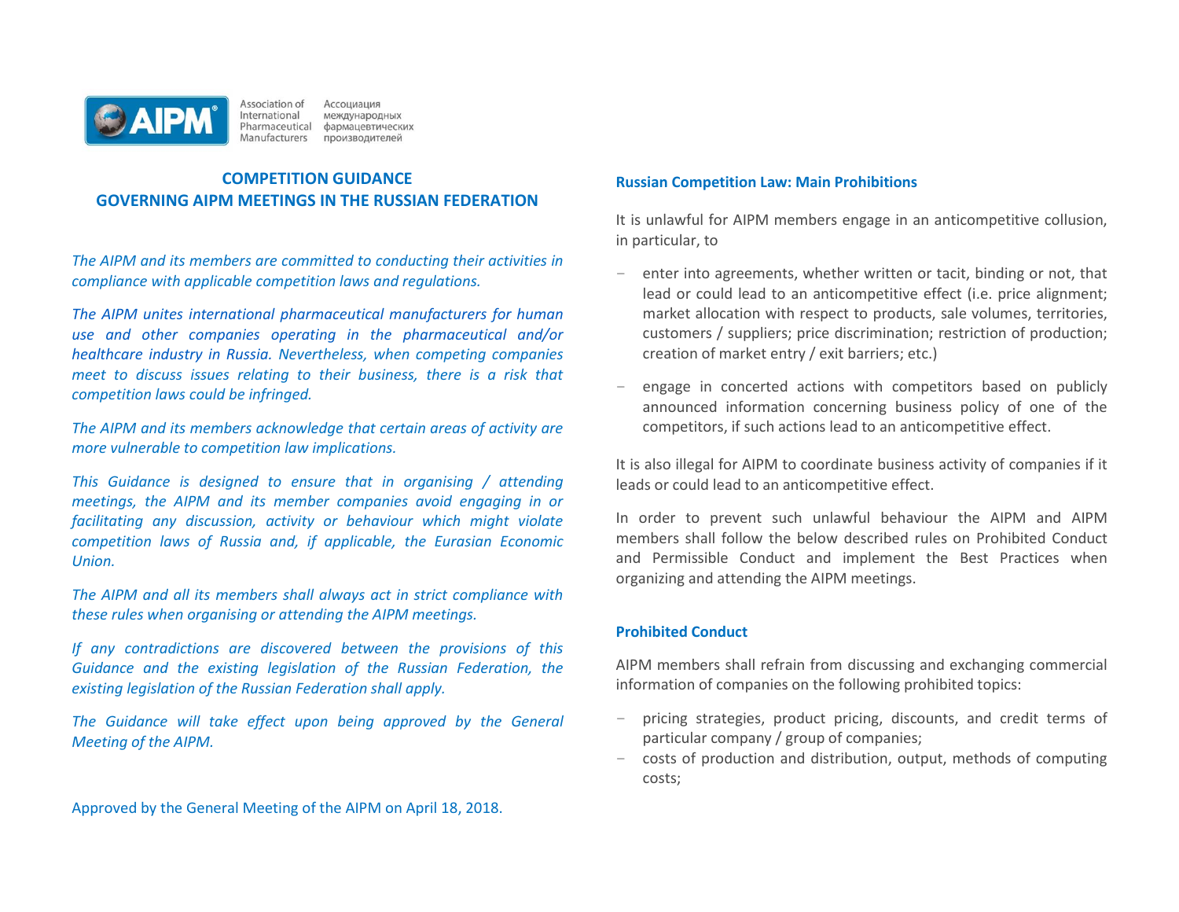Association of International Pharmaceutical Manufacturers / Ассоциация международных фармацевтических производителей

## COMPETITION GUIDANCE
## GOVERNING AIPM MEETINGS IN THE RUSSIAN FEDERATION

*The AIPM and its members are committed to conducting their activities in compliance with applicable competition laws and regulations.*

*The AIPM unites international pharmaceutical manufacturers for human use and other companies operating in the pharmaceutical and/or healthcare industry in Russia. Nevertheless, when competing companies meet to discuss issues relating to their business, there is a risk that competition laws could be infringed.*

*The AIPM and its members acknowledge that certain areas of activity are more vulnerable to competition law implications.*

*This Guidance is designed to ensure that in organising / attending meetings, the AIPM and its member companies avoid engaging in or facilitating any discussion, activity or behaviour which might violate competition laws of Russia and, if applicable, the Eurasian Economic Union.*

*The AIPM and all its members shall always act in strict compliance with these rules when organising or attending the AIPM meetings.*

*If any contradictions are discovered between the provisions of this Guidance and the existing legislation of the Russian Federation, the existing legislation of the Russian Federation shall apply.*

*The Guidance will take effect upon being approved by the General Meeting of the AIPM.*

Approved by the General Meeting of the AIPM on April 18, 2018.

### Russian Competition Law: Main Prohibitions

It is unlawful for AIPM members engage in an anticompetitive collusion, in particular, to

- enter into agreements, whether written or tacit, binding or not, that lead or could lead to an anticompetitive effect (i.e. price alignment; market allocation with respect to products, sale volumes, territories, customers / suppliers; price discrimination; restriction of production; creation of market entry / exit barriers; etc.)
- engage in concerted actions with competitors based on publicly announced information concerning business policy of one of the competitors, if such actions lead to an anticompetitive effect.

It is also illegal for AIPM to coordinate business activity of companies if it leads or could lead to an anticompetitive effect.

In order to prevent such unlawful behaviour the AIPM and AIPM members shall follow the below described rules on Prohibited Conduct and Permissible Conduct and implement the Best Practices when organizing and attending the AIPM meetings.

### Prohibited Conduct

AIPM members shall refrain from discussing and exchanging commercial information of companies on the following prohibited topics:

- pricing strategies, product pricing, discounts, and credit terms of particular company / group of companies;
- costs of production and distribution, output, methods of computing costs;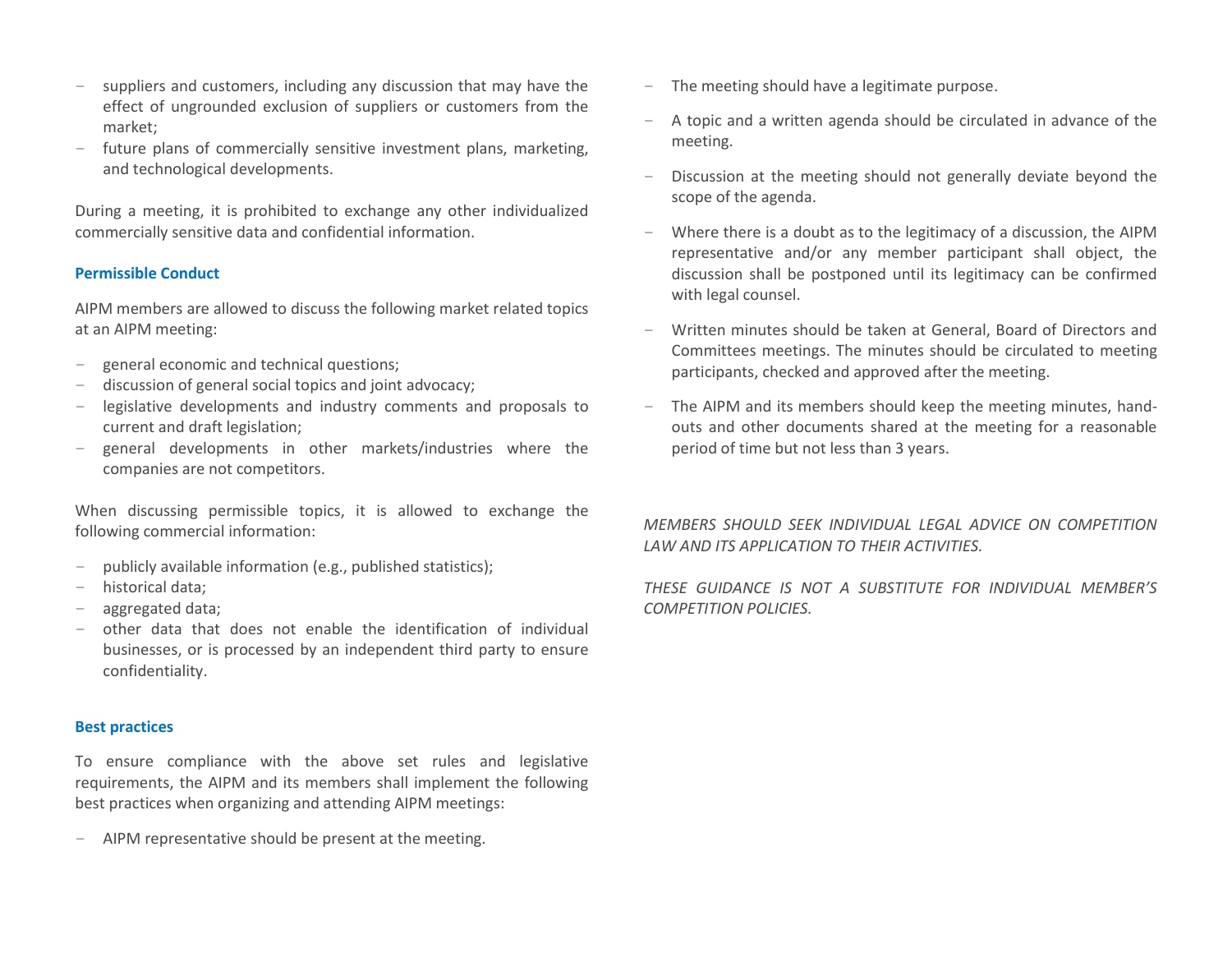- suppliers and customers, including any discussion that may have the effect of ungrounded exclusion of suppliers or customers from the market;
- future plans of commercially sensitive investment plans, marketing, and technological developments.

During a meeting, it is prohibited to exchange any other individualized commercially sensitive data and confidential information.

### Permissible Conduct

AIPM members are allowed to discuss the following market related topics at an AIPM meeting:

- general economic and technical questions;
- discussion of general social topics and joint advocacy;
- legislative developments and industry comments and proposals to current and draft legislation;
- general developments in other markets/industries where the companies are not competitors.

When discussing permissible topics, it is allowed to exchange the following commercial information:

- publicly available information (e.g., published statistics);
- historical data;
- aggregated data;
- other data that does not enable the identification of individual businesses, or is processed by an independent third party to ensure confidentiality.

### Best practices

To ensure compliance with the above set rules and legislative requirements, the AIPM and its members shall implement the following best practices when organizing and attending AIPM meetings:

- AIPM representative should be present at the meeting.
- The meeting should have a legitimate purpose.
- A topic and a written agenda should be circulated in advance of the meeting.
- Discussion at the meeting should not generally deviate beyond the scope of the agenda.
- Where there is a doubt as to the legitimacy of a discussion, the AIPM representative and/or any member participant shall object, the discussion shall be postponed until its legitimacy can be confirmed with legal counsel.
- Written minutes should be taken at General, Board of Directors and Committees meetings. The minutes should be circulated to meeting participants, checked and approved after the meeting.
- The AIPM and its members should keep the meeting minutes, hand-outs and other documents shared at the meeting for a reasonable period of time but not less than 3 years.

*MEMBERS SHOULD SEEK INDIVIDUAL LEGAL ADVICE ON COMPETITION LAW AND ITS APPLICATION TO THEIR ACTIVITIES.*

*THESE GUIDANCE IS NOT A SUBSTITUTE FOR INDIVIDUAL MEMBER'S COMPETITION POLICIES.*